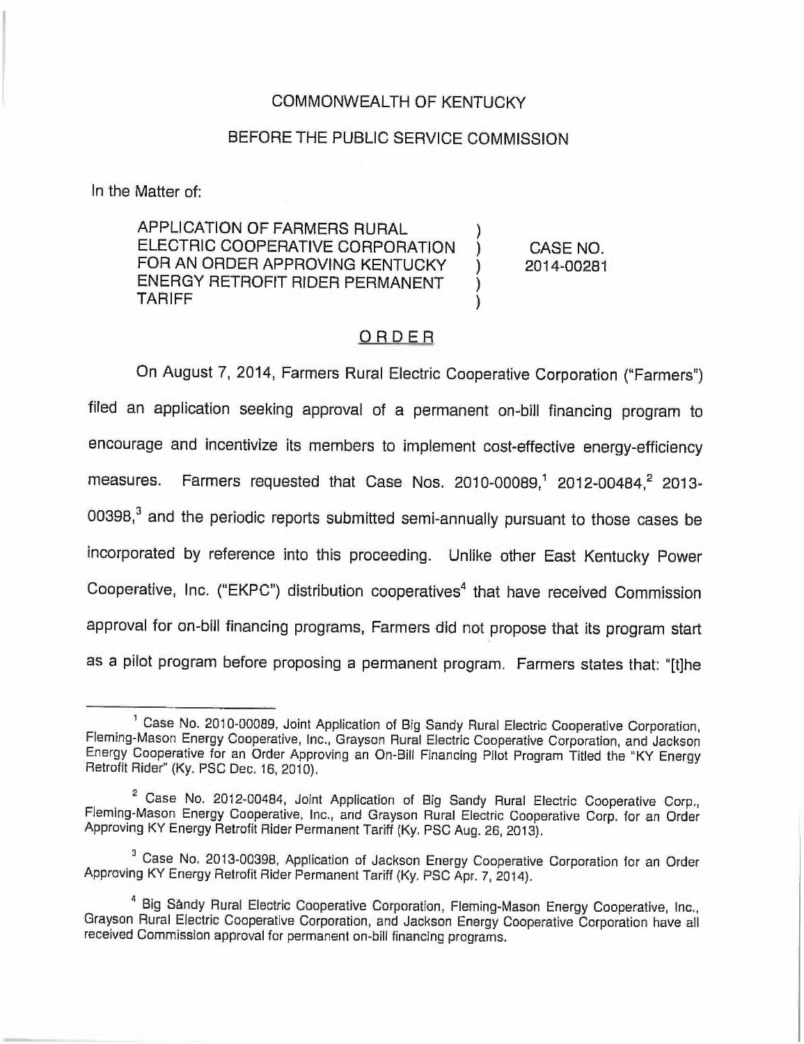COMMONWEALTH OF KENTUCKY

BEFORE THE PUBLIC SERVICE COMMISSION

In the Matter of:

| | | |
|---|---|---|
| APPLICATION OF FARMERS RURAL ELECTRIC COOPERATIVE CORPORATION FOR AN ORDER APPROVING KENTUCKY ENERGY RETROFIT RIDER PERMANENT TARIFF | ) | CASE NO. 2014-00281 |

## ORDER

On August 7, 2014, Farmers Rural Electric Cooperative Corporation ("Farmers") filed an application seeking approval of a permanent on-bill financing program to encourage and incentivize its members to implement cost-effective energy-efficiency measures. Farmers requested that Case Nos. 2010-00089,[1] 2012-00484,[2] 2013-00398,[3] and the periodic reports submitted semi-annually pursuant to those cases be incorporated by reference into this proceeding. Unlike other East Kentucky Power Cooperative, Inc. ("EKPC") distribution cooperatives[4] that have received Commission approval for on-bill financing programs, Farmers did not propose that its program start as a pilot program before proposing a permanent program. Farmers states that: "[t]he

---

[1] Case No. 2010-00089, Joint Application of Big Sandy Rural Electric Cooperative Corporation, Fleming-Mason Energy Cooperative, Inc., Grayson Rural Electric Cooperative Corporation, and Jackson Energy Cooperative for an Order Approving an On-Bill Financing Pilot Program Titled the "KY Energy Retrofit Rider" (Ky. PSC Dec. 16, 2010).

[2] Case No. 2012-00484, Joint Application of Big Sandy Rural Electric Cooperative Corp., Fleming-Mason Energy Cooperative, Inc., and Grayson Rural Electric Cooperative Corp. for an Order Approving KY Energy Retrofit Rider Permanent Tariff (Ky. PSC Aug. 26, 2013).

[3] Case No. 2013-00398, Application of Jackson Energy Cooperative Corporation for an Order Approving KY Energy Retrofit Rider Permanent Tariff (Ky. PSC Apr. 7, 2014).

[4] Big Sândy Rural Electric Cooperative Corporation, Fleming-Mason Energy Cooperative, Inc., Grayson Rural Electric Cooperative Corporation, and Jackson Energy Cooperative Corporation have all received Commission approval for permanent on-bill financing programs.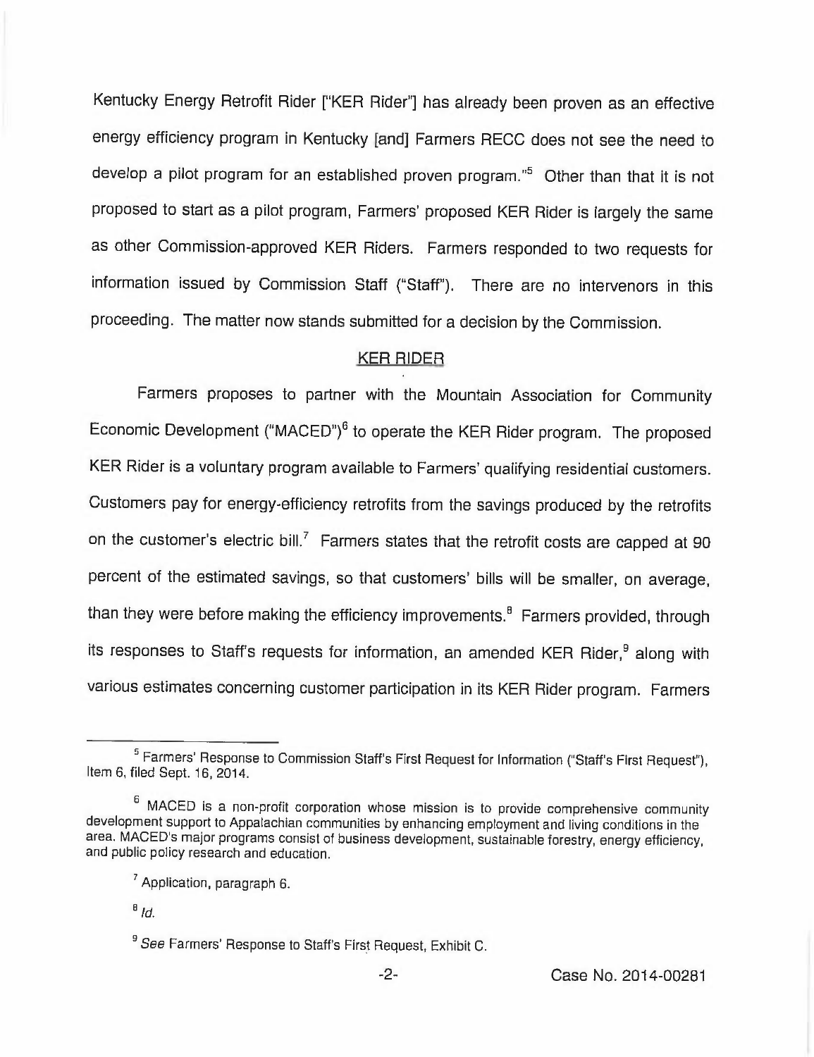Kentucky Energy Retrofit Rider ["KER Rider"] has already been proven as an effective energy efficiency program in Kentucky [and] Farmers RECC does not see the need to develop a pilot program for an established proven program."[5] Other than that it is not proposed to start as a pilot program, Farmers' proposed KER Rider is largely the same as other Commission-approved KER Riders. Farmers responded to two requests for information issued by Commission Staff ("Staff"). There are no intervenors in this proceeding. The matter now stands submitted for a decision by the Commission.

## KER RIDER

Farmers proposes to partner with the Mountain Association for Community Economic Development ("MACED")[6] to operate the KER Rider program. The proposed KER Rider is a voluntary program available to Farmers' qualifying residential customers. Customers pay for energy-efficiency retrofits from the savings produced by the retrofits on the customer's electric bill.[7] Farmers states that the retrofit costs are capped at 90 percent of the estimated savings, so that customers' bills will be smaller, on average, than they were before making the efficiency improvements.[8] Farmers provided, through its responses to Staff's requests for information, an amended KER Rider,[9] along with various estimates concerning customer participation in its KER Rider program. Farmers

---

[5] Farmers' Response to Commission Staff's First Request for Information ("Staff's First Request"), Item 6, filed Sept. 16, 2014.

[6] MACED is a non-profit corporation whose mission is to provide comprehensive community development support to Appalachian communities by enhancing employment and living conditions in the area. MACED's major programs consist of business development, sustainable forestry, energy efficiency, and public policy research and education.

[7] Application, paragraph 6.

[8] *Id.*

[9] *See* Farmers' Response to Staff's First Request, Exhibit C.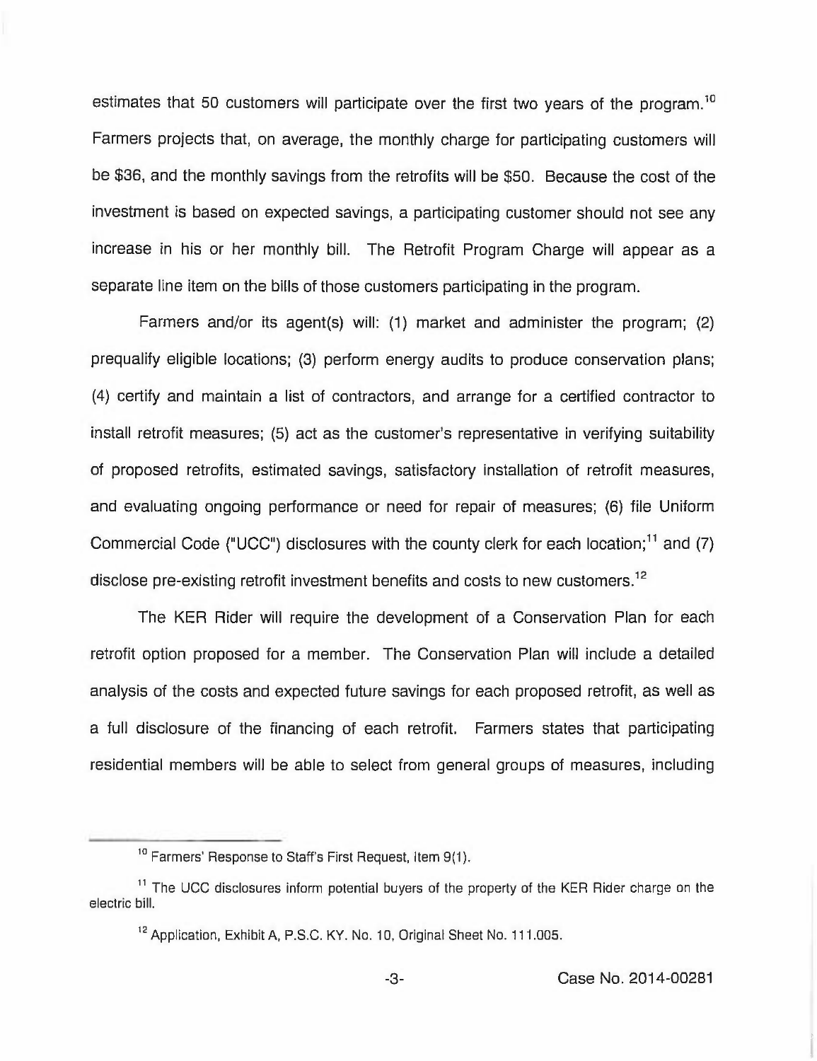estimates that 50 customers will participate over the first two years of the program.[10] Farmers projects that, on average, the monthly charge for participating customers will be $36, and the monthly savings from the retrofits will be $50. Because the cost of the investment is based on expected savings, a participating customer should not see any increase in his or her monthly bill. The Retrofit Program Charge will appear as a separate line item on the bills of those customers participating in the program.

Farmers and/or its agent(s) will: (1) market and administer the program; (2) prequalify eligible locations; (3) perform energy audits to produce conservation plans; (4) certify and maintain a list of contractors, and arrange for a certified contractor to install retrofit measures; (5) act as the customer's representative in verifying suitability of proposed retrofits, estimated savings, satisfactory installation of retrofit measures, and evaluating ongoing performance or need for repair of measures; (6) file Uniform Commercial Code ("UCC") disclosures with the county clerk for each location;[11] and (7) disclose pre-existing retrofit investment benefits and costs to new customers.[12]

The KER Rider will require the development of a Conservation Plan for each retrofit option proposed for a member. The Conservation Plan will include a detailed analysis of the costs and expected future savings for each proposed retrofit, as well as a full disclosure of the financing of each retrofit. Farmers states that participating residential members will be able to select from general groups of measures, including

---

[10] Farmers' Response to Staff's First Request, Item 9(1).

[11] The UCC disclosures inform potential buyers of the property of the KER Rider charge on the electric bill.

[12] Application, Exhibit A, P.S.C. KY. No. 10, Original Sheet No. 111.005.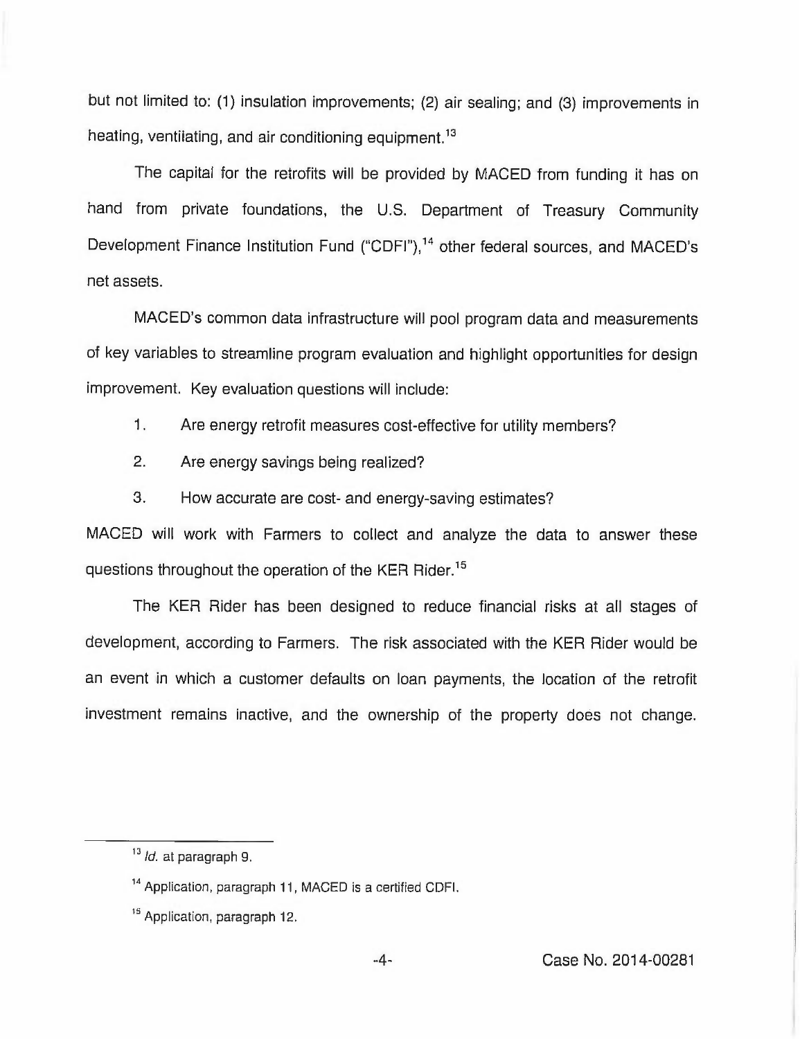but not limited to: (1) insulation improvements; (2) air sealing; and (3) improvements in heating, ventilating, and air conditioning equipment.[13]

The capital for the retrofits will be provided by MACED from funding it has on hand from private foundations, the U.S. Department of Treasury Community Development Finance Institution Fund ("CDFI"),[14] other federal sources, and MACED's net assets.

MACED's common data infrastructure will pool program data and measurements of key variables to streamline program evaluation and highlight opportunities for design improvement. Key evaluation questions will include:

1. Are energy retrofit measures cost-effective for utility members?
2. Are energy savings being realized?
3. How accurate are cost- and energy-saving estimates?

MACED will work with Farmers to collect and analyze the data to answer these questions throughout the operation of the KER Rider.[15]

The KER Rider has been designed to reduce financial risks at all stages of development, according to Farmers. The risk associated with the KER Rider would be an event in which a customer defaults on loan payments, the location of the retrofit investment remains inactive, and the ownership of the property does not change.

---

[13] *Id.* at paragraph 9.

[14] Application, paragraph 11, MACED is a certified CDFI.

[15] Application, paragraph 12.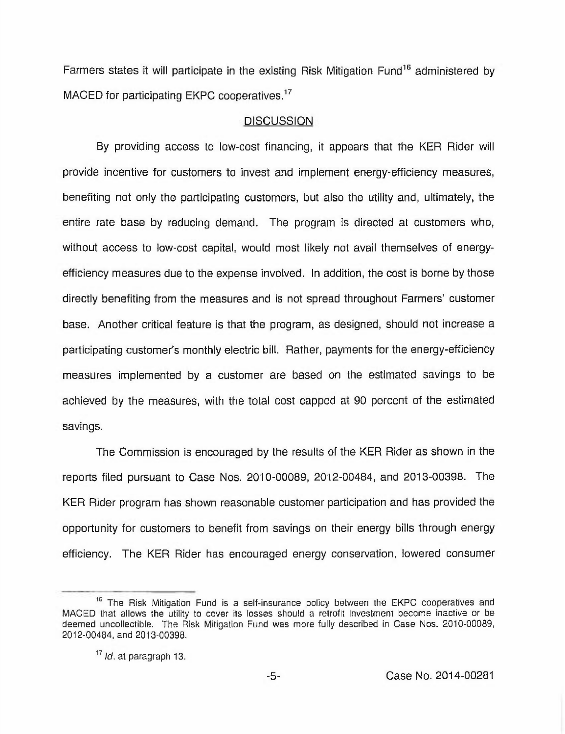Farmers states it will participate in the existing Risk Mitigation Fund[16] administered by MACED for participating EKPC cooperatives.[17]

## DISCUSSION

By providing access to low-cost financing, it appears that the KER Rider will provide incentive for customers to invest and implement energy-efficiency measures, benefiting not only the participating customers, but also the utility and, ultimately, the entire rate base by reducing demand. The program is directed at customers who, without access to low-cost capital, would most likely not avail themselves of energy-efficiency measures due to the expense involved. In addition, the cost is borne by those directly benefiting from the measures and is not spread throughout Farmers' customer base. Another critical feature is that the program, as designed, should not increase a participating customer's monthly electric bill. Rather, payments for the energy-efficiency measures implemented by a customer are based on the estimated savings to be achieved by the measures, with the total cost capped at 90 percent of the estimated savings.

The Commission is encouraged by the results of the KER Rider as shown in the reports filed pursuant to Case Nos. 2010-00089, 2012-00484, and 2013-00398. The KER Rider program has shown reasonable customer participation and has provided the opportunity for customers to benefit from savings on their energy bills through energy efficiency. The KER Rider has encouraged energy conservation, lowered consumer

---

[16] The Risk Mitigation Fund is a self-insurance policy between the EKPC cooperatives and MACED that allows the utility to cover its losses should a retrofit investment become inactive or be deemed uncollectible. The Risk Mitigation Fund was more fully described in Case Nos. 2010-00089, 2012-00484, and 2013-00398.

[17] *Id.* at paragraph 13.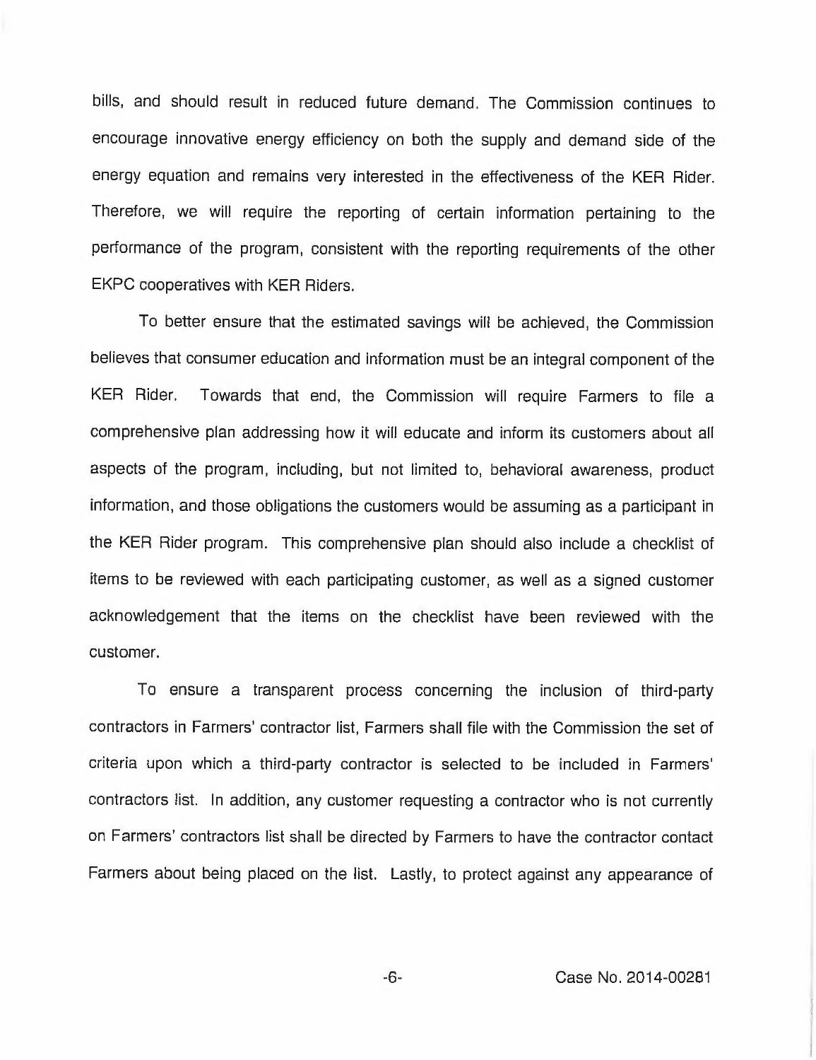bills, and should result in reduced future demand. The Commission continues to encourage innovative energy efficiency on both the supply and demand side of the energy equation and remains very interested in the effectiveness of the KER Rider. Therefore, we will require the reporting of certain information pertaining to the performance of the program, consistent with the reporting requirements of the other EKPC cooperatives with KER Riders.

To better ensure that the estimated savings will be achieved, the Commission believes that consumer education and information must be an integral component of the KER Rider. Towards that end, the Commission will require Farmers to file a comprehensive plan addressing how it will educate and inform its customers about all aspects of the program, including, but not limited to, behavioral awareness, product information, and those obligations the customers would be assuming as a participant in the KER Rider program. This comprehensive plan should also include a checklist of items to be reviewed with each participating customer, as well as a signed customer acknowledgement that the items on the checklist have been reviewed with the customer.

To ensure a transparent process concerning the inclusion of third-party contractors in Farmers' contractor list, Farmers shall file with the Commission the set of criteria upon which a third-party contractor is selected to be included in Farmers' contractors list. In addition, any customer requesting a contractor who is not currently on Farmers' contractors list shall be directed by Farmers to have the contractor contact Farmers about being placed on the list. Lastly, to protect against any appearance of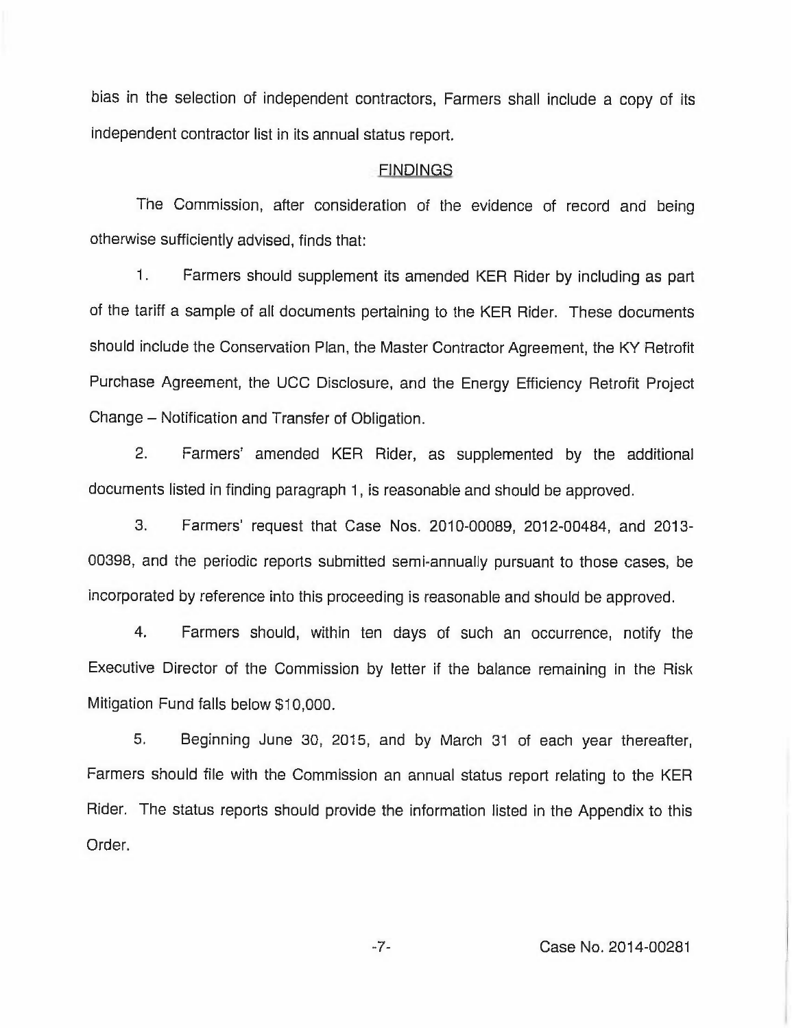bias in the selection of independent contractors, Farmers shall include a copy of its independent contractor list in its annual status report.

## FINDINGS

The Commission, after consideration of the evidence of record and being otherwise sufficiently advised, finds that:

1. Farmers should supplement its amended KER Rider by including as part of the tariff a sample of all documents pertaining to the KER Rider. These documents should include the Conservation Plan, the Master Contractor Agreement, the KY Retrofit Purchase Agreement, the UCC Disclosure, and the Energy Efficiency Retrofit Project Change – Notification and Transfer of Obligation.

2. Farmers' amended KER Rider, as supplemented by the additional documents listed in finding paragraph 1, is reasonable and should be approved.

3. Farmers' request that Case Nos. 2010-00089, 2012-00484, and 2013-00398, and the periodic reports submitted semi-annually pursuant to those cases, be incorporated by reference into this proceeding is reasonable and should be approved.

4. Farmers should, within ten days of such an occurrence, notify the Executive Director of the Commission by letter if the balance remaining in the Risk Mitigation Fund falls below $10,000.

5. Beginning June 30, 2015, and by March 31 of each year thereafter, Farmers should file with the Commission an annual status report relating to the KER Rider. The status reports should provide the information listed in the Appendix to this Order.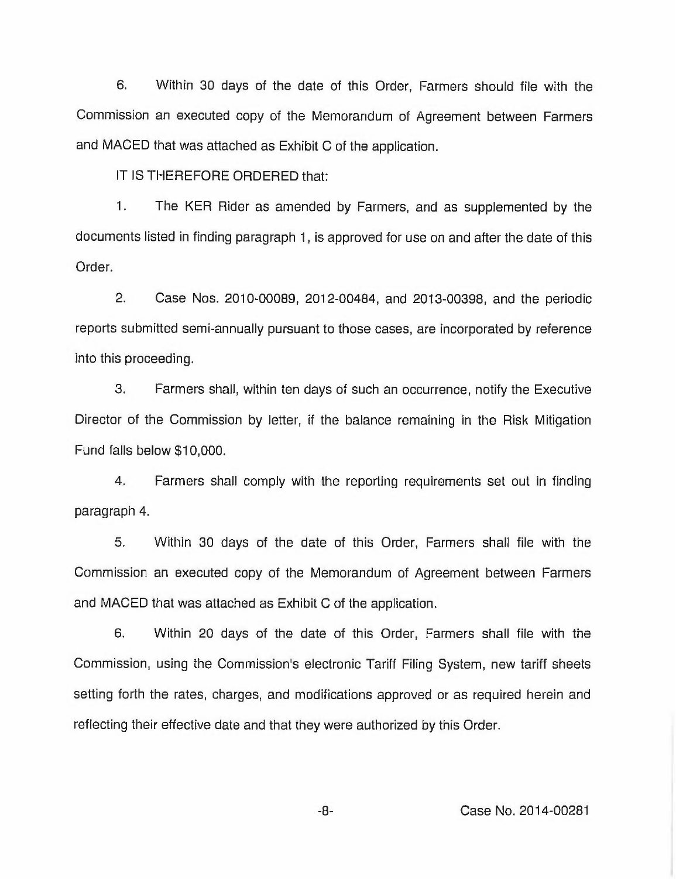6. Within 30 days of the date of this Order, Farmers should file with the Commission an executed copy of the Memorandum of Agreement between Farmers and MACED that was attached as Exhibit C of the application.

IT IS THEREFORE ORDERED that:

1. The KER Rider as amended by Farmers, and as supplemented by the documents listed in finding paragraph 1, is approved for use on and after the date of this Order.

2. Case Nos. 2010-00089, 2012-00484, and 2013-00398, and the periodic reports submitted semi-annually pursuant to those cases, are incorporated by reference into this proceeding.

3. Farmers shall, within ten days of such an occurrence, notify the Executive Director of the Commission by letter, if the balance remaining in the Risk Mitigation Fund falls below $10,000.

4. Farmers shall comply with the reporting requirements set out in finding paragraph 4.

5. Within 30 days of the date of this Order, Farmers shall file with the Commission an executed copy of the Memorandum of Agreement between Farmers and MACED that was attached as Exhibit C of the application.

6. Within 20 days of the date of this Order, Farmers shall file with the Commission, using the Commission's electronic Tariff Filing System, new tariff sheets setting forth the rates, charges, and modifications approved or as required herein and reflecting their effective date and that they were authorized by this Order.

Case No. 2014-00281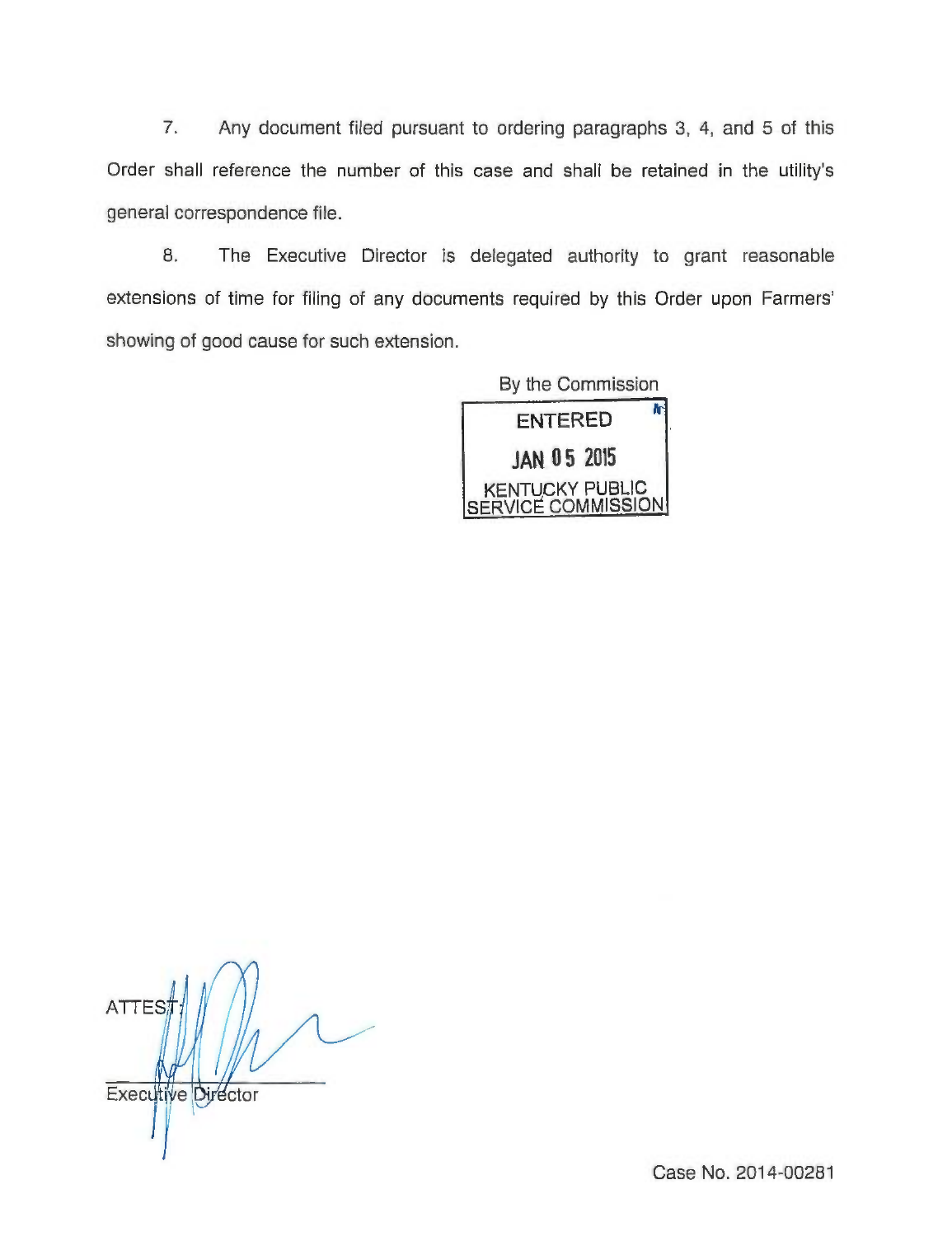7. Any document filed pursuant to ordering paragraphs 3, 4, and 5 of this Order shall reference the number of this case and shall be retained in the utility's general correspondence file.

8. The Executive Director is delegated authority to grant reasonable extensions of time for filing of any documents required by this Order upon Farmers' showing of good cause for such extension.

By the Commission

ENTERED

JAN 05 2015

KENTUCKY PUBLIC SERVICE COMMISSION

ATTEST:

Executive Director

Case No. 2014-00281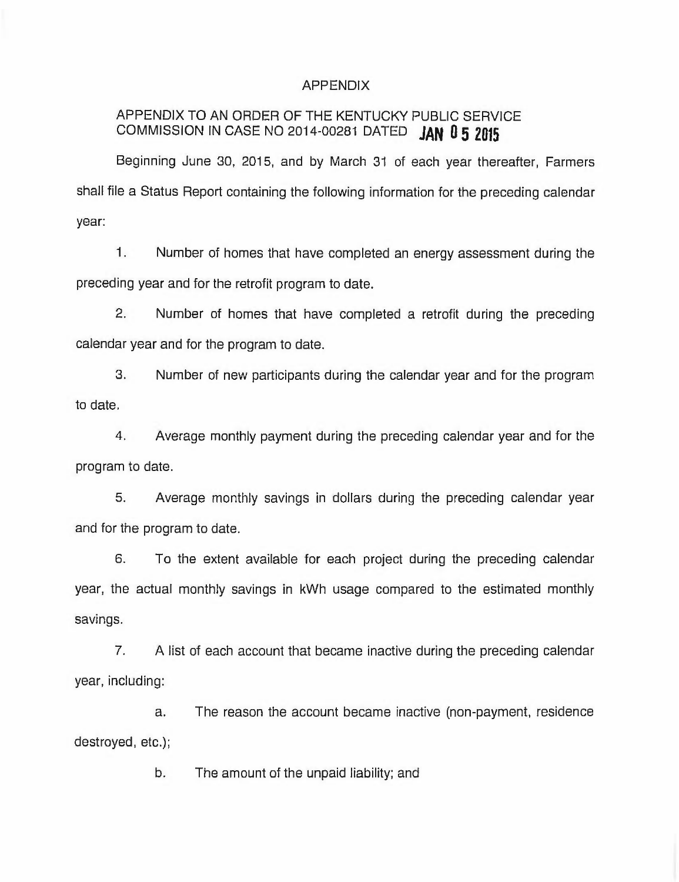# APPENDIX

## APPENDIX TO AN ORDER OF THE KENTUCKY PUBLIC SERVICE COMMISSION IN CASE NO 2014-00281 DATED JAN 05 2015

Beginning June 30, 2015, and by March 31 of each year thereafter, Farmers shall file a Status Report containing the following information for the preceding calendar year:

1. Number of homes that have completed an energy assessment during the preceding year and for the retrofit program to date.

2. Number of homes that have completed a retrofit during the preceding calendar year and for the program to date.

3. Number of new participants during the calendar year and for the program to date.

4. Average monthly payment during the preceding calendar year and for the program to date.

5. Average monthly savings in dollars during the preceding calendar year and for the program to date.

6. To the extent available for each project during the preceding calendar year, the actual monthly savings in kWh usage compared to the estimated monthly savings.

7. A list of each account that became inactive during the preceding calendar year, including:

   a. The reason the account became inactive (non-payment, residence destroyed, etc.);

   b. The amount of the unpaid liability; and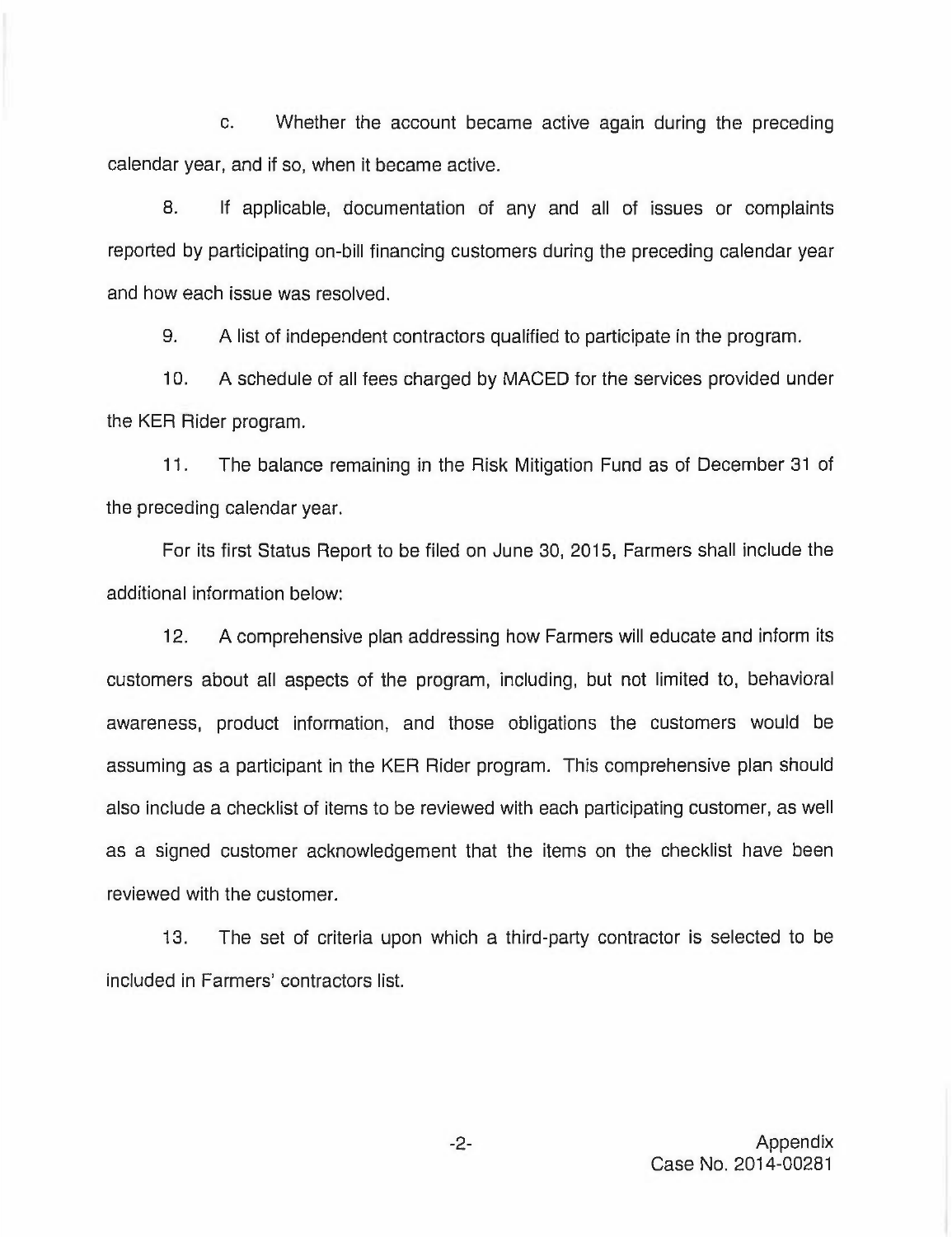c. Whether the account became active again during the preceding calendar year, and if so, when it became active.

8. If applicable, documentation of any and all of issues or complaints reported by participating on-bill financing customers during the preceding calendar year and how each issue was resolved.

9. A list of independent contractors qualified to participate in the program.

10. A schedule of all fees charged by MACED for the services provided under the KER Rider program.

11. The balance remaining in the Risk Mitigation Fund as of December 31 of the preceding calendar year.

For its first Status Report to be filed on June 30, 2015, Farmers shall include the additional information below:

12. A comprehensive plan addressing how Farmers will educate and inform its customers about all aspects of the program, including, but not limited to, behavioral awareness, product information, and those obligations the customers would be assuming as a participant in the KER Rider program. This comprehensive plan should also include a checklist of items to be reviewed with each participating customer, as well as a signed customer acknowledgement that the items on the checklist have been reviewed with the customer.

13. The set of criteria upon which a third-party contractor is selected to be included in Farmers' contractors list.

Appendix
Case No. 2014-00281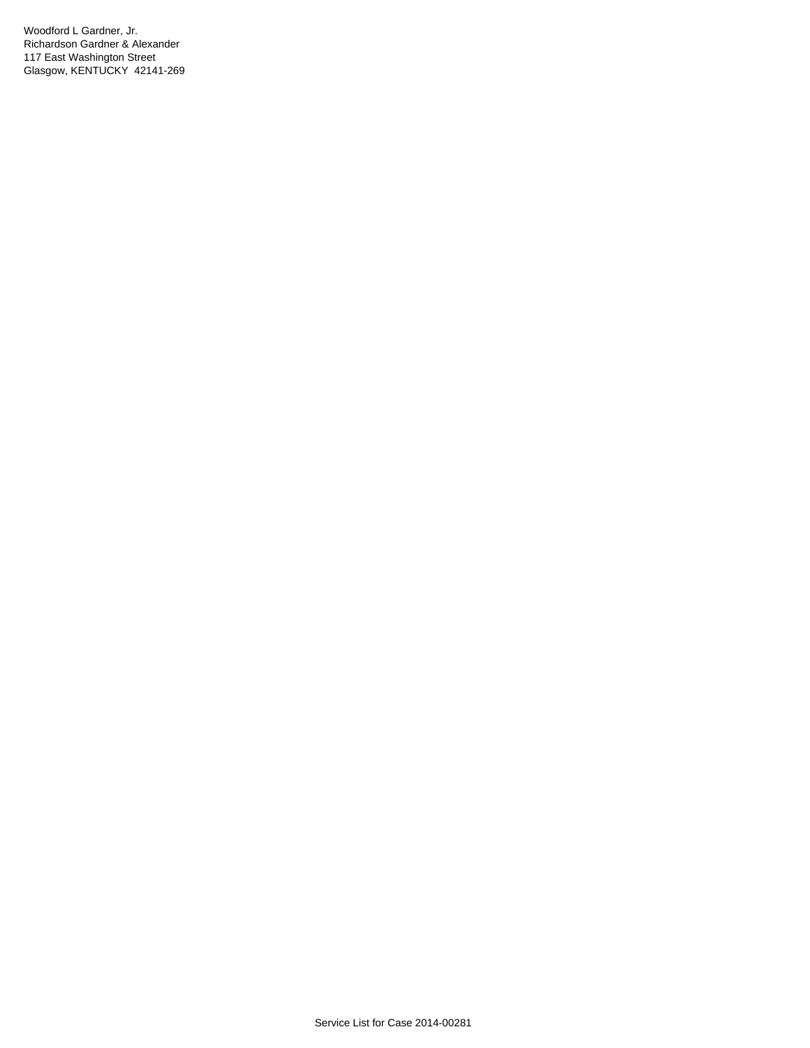Woodford L Gardner, Jr.
Richardson Gardner & Alexander
117 East Washington Street
Glasgow, KENTUCKY 42141-269